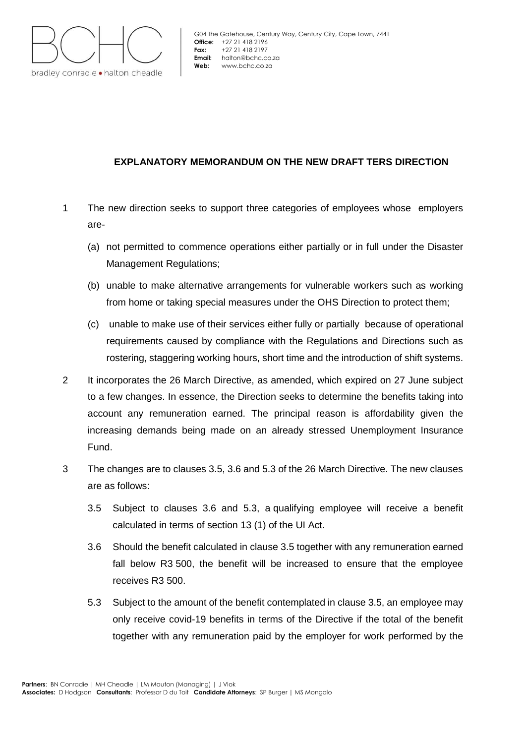bradley conradie • halton cheadle

G04 The Gatehouse, Century Way, Century City, Cape Town, 7441
**Office:** +27 21 418 2196
**Fax:** +27 21 418 2197
**Email:** halton@bchc.co.za
**Web:** www.bchc.co.za

## EXPLANATORY MEMORANDUM ON THE NEW DRAFT TERS DIRECTION

1. The new direction seeks to support three categories of employees whose employers are-
   - (a) not permitted to commence operations either partially or in full under the Disaster Management Regulations;
   - (b) unable to make alternative arrangements for vulnerable workers such as working from home or taking special measures under the OHS Direction to protect them;
   - (c) unable to make use of their services either fully or partially because of operational requirements caused by compliance with the Regulations and Directions such as rostering, staggering working hours, short time and the introduction of shift systems.
2. It incorporates the 26 March Directive, as amended, which expired on 27 June subject to a few changes. In essence, the Direction seeks to determine the benefits taking into account any remuneration earned. The principal reason is affordability given the increasing demands being made on an already stressed Unemployment Insurance Fund.
3. The changes are to clauses 3.5, 3.6 and 5.3 of the 26 March Directive. The new clauses are as follows:
   - 3.5 Subject to clauses 3.6 and 5.3, a qualifying employee will receive a benefit calculated in terms of section 13 (1) of the UI Act.
   - 3.6 Should the benefit calculated in clause 3.5 together with any remuneration earned fall below R3 500, the benefit will be increased to ensure that the employee receives R3 500.
   - 5.3 Subject to the amount of the benefit contemplated in clause 3.5, an employee may only receive covid-19 benefits in terms of the Directive if the total of the benefit together with any remuneration paid by the employer for work performed by the

**Partners**: BN Conradie | MH Cheadle | LM Mouton (Managing) | J Vlok
**Associates:** D Hodgson **Consultants**: Professor D du Toit **Candidate Attorneys**: SP Burger | MS Mongalo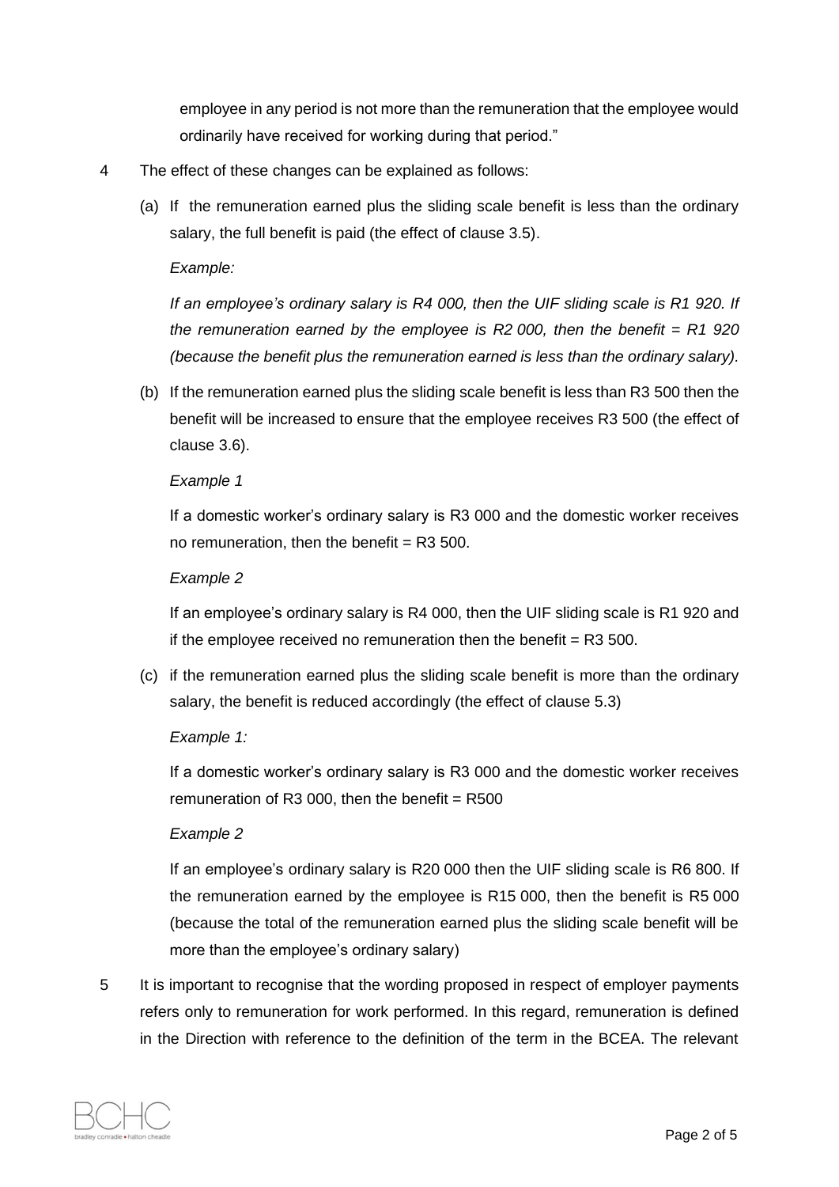employee in any period is not more than the remuneration that the employee would ordinarily have received for working during that period."

4 The effect of these changes can be explained as follows:

(a) If the remuneration earned plus the sliding scale benefit is less than the ordinary salary, the full benefit is paid (the effect of clause 3.5).

*Example:*

*If an employee's ordinary salary is R4 000, then the UIF sliding scale is R1 920. If the remuneration earned by the employee is R2 000, then the benefit = R1 920 (because the benefit plus the remuneration earned is less than the ordinary salary).*

(b) If the remuneration earned plus the sliding scale benefit is less than R3 500 then the benefit will be increased to ensure that the employee receives R3 500 (the effect of clause 3.6).

*Example 1*

If a domestic worker's ordinary salary is R3 000 and the domestic worker receives no remuneration, then the benefit = R3 500.

*Example 2*

If an employee's ordinary salary is R4 000, then the UIF sliding scale is R1 920 and if the employee received no remuneration then the benefit = R3 500.

(c) if the remuneration earned plus the sliding scale benefit is more than the ordinary salary, the benefit is reduced accordingly (the effect of clause 5.3)

*Example 1:*

If a domestic worker's ordinary salary is R3 000 and the domestic worker receives remuneration of R3 000, then the benefit = R500

*Example 2*

If an employee's ordinary salary is R20 000 then the UIF sliding scale is R6 800. If the remuneration earned by the employee is R15 000, then the benefit is R5 000 (because the total of the remuneration earned plus the sliding scale benefit will be more than the employee's ordinary salary)

5 It is important to recognise that the wording proposed in respect of employer payments refers only to remuneration for work performed. In this regard, remuneration is defined in the Direction with reference to the definition of the term in the BCEA. The relevant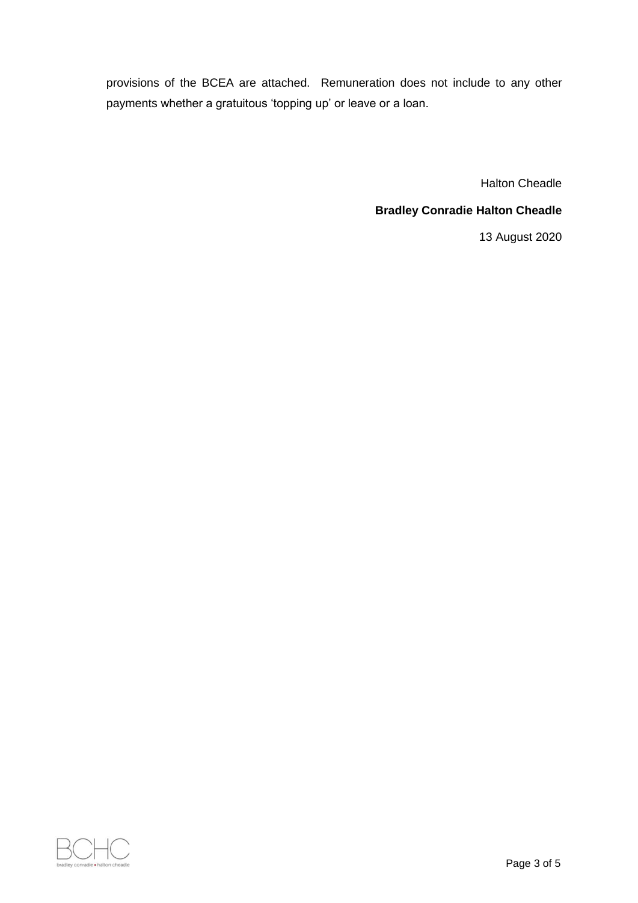provisions of the BCEA are attached. Remuneration does not include to any other payments whether a gratuitous 'topping up' or leave or a loan.

Halton Cheadle

**Bradley Conradie Halton Cheadle**

13 August 2020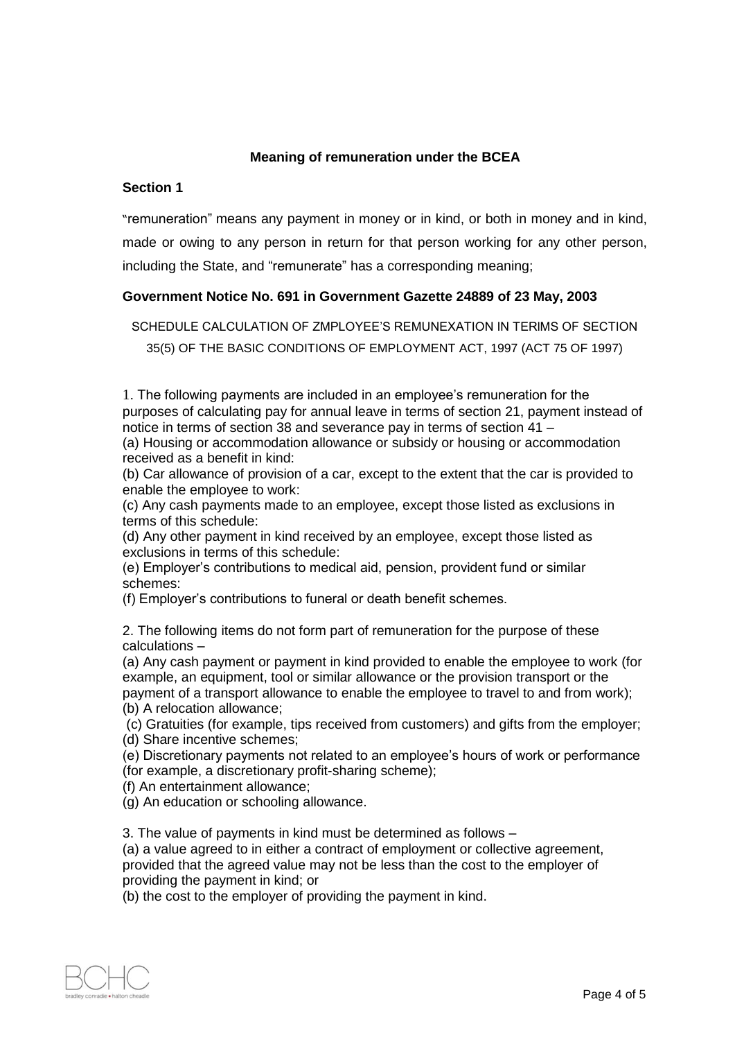**Meaning of remuneration under the BCEA**

**Section 1**

"remuneration" means any payment in money or in kind, or both in money and in kind, made or owing to any person in return for that person working for any other person, including the State, and "remunerate" has a corresponding meaning;

**Government Notice No. 691 in Government Gazette 24889 of 23 May, 2003**

SCHEDULE CALCULATION OF ZMPLOYEE'S REMUNEXATION IN TERIMS OF SECTION 35(5) OF THE BASIC CONDITIONS OF EMPLOYMENT ACT, 1997 (ACT 75 OF 1997)

1. The following payments are included in an employee's remuneration for the purposes of calculating pay for annual leave in terms of section 21, payment instead of notice in terms of section 38 and severance pay in terms of section 41 –

(a) Housing or accommodation allowance or subsidy or housing or accommodation received as a benefit in kind:

(b) Car allowance of provision of a car, except to the extent that the car is provided to enable the employee to work:

(c) Any cash payments made to an employee, except those listed as exclusions in terms of this schedule:

(d) Any other payment in kind received by an employee, except those listed as exclusions in terms of this schedule:

(e) Employer's contributions to medical aid, pension, provident fund or similar schemes:

(f) Employer's contributions to funeral or death benefit schemes.

2. The following items do not form part of remuneration for the purpose of these calculations –

(a) Any cash payment or payment in kind provided to enable the employee to work (for example, an equipment, tool or similar allowance or the provision transport or the payment of a transport allowance to enable the employee to travel to and from work);

(b) A relocation allowance;

(c) Gratuities (for example, tips received from customers) and gifts from the employer;

(d) Share incentive schemes;

(e) Discretionary payments not related to an employee's hours of work or performance (for example, a discretionary profit-sharing scheme);

(f) An entertainment allowance;

(g) An education or schooling allowance.

3. The value of payments in kind must be determined as follows –

(a) a value agreed to in either a contract of employment or collective agreement, provided that the agreed value may not be less than the cost to the employer of providing the payment in kind; or

(b) the cost to the employer of providing the payment in kind.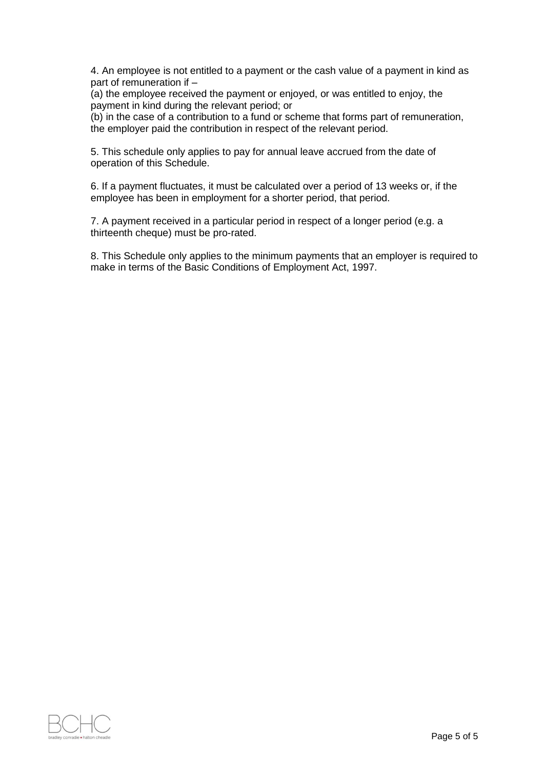4. An employee is not entitled to a payment or the cash value of a payment in kind as part of remuneration if –

(a) the employee received the payment or enjoyed, or was entitled to enjoy, the payment in kind during the relevant period; or

(b) in the case of a contribution to a fund or scheme that forms part of remuneration, the employer paid the contribution in respect of the relevant period.

5. This schedule only applies to pay for annual leave accrued from the date of operation of this Schedule.

6. If a payment fluctuates, it must be calculated over a period of 13 weeks or, if the employee has been in employment for a shorter period, that period.

7. A payment received in a particular period in respect of a longer period (e.g. a thirteenth cheque) must be pro-rated.

8. This Schedule only applies to the minimum payments that an employer is required to make in terms of the Basic Conditions of Employment Act, 1997.